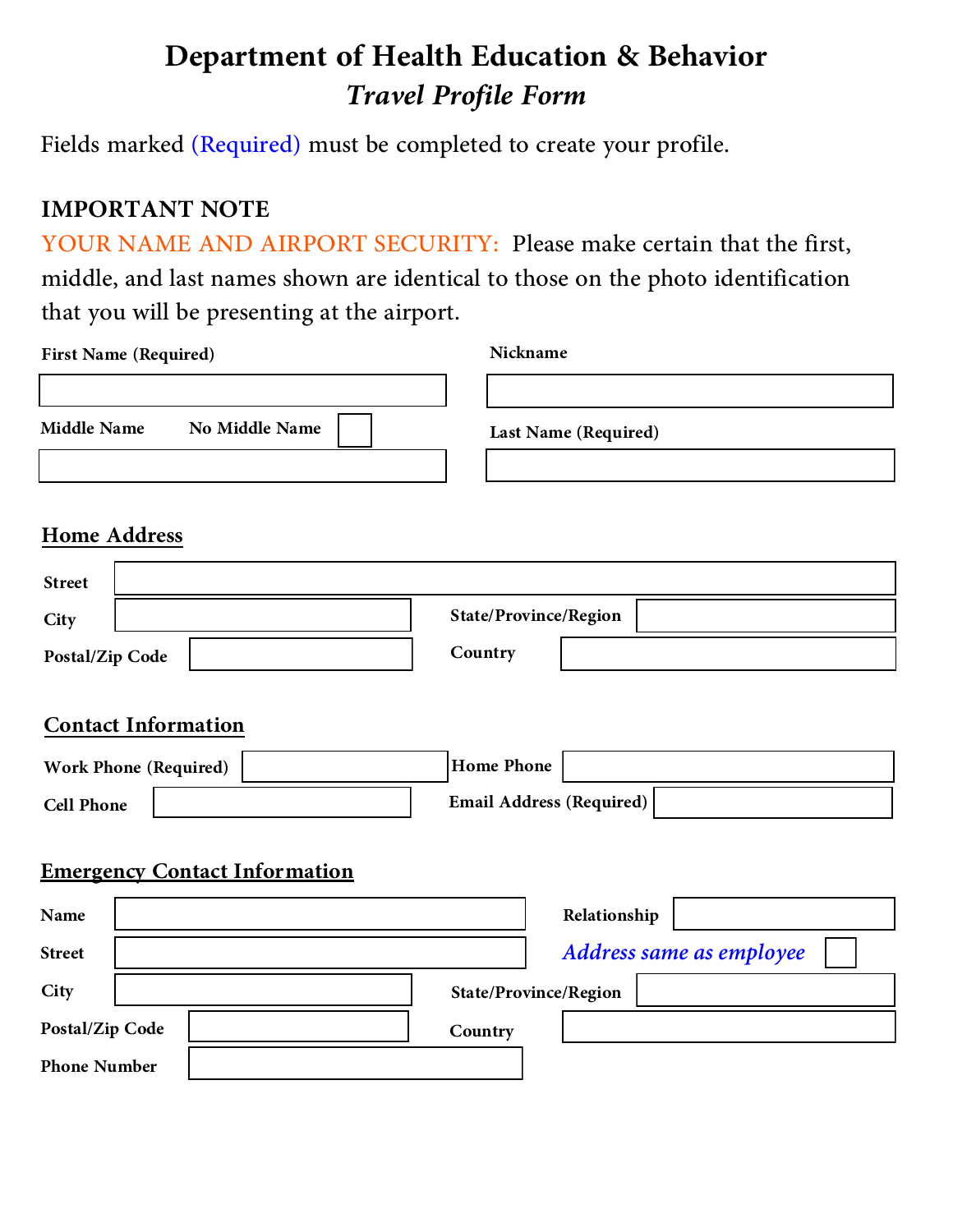# Department of Health Education & Behavior

## *Travel Profile Form*

Fields marked (Required) must be completed to create your profile.

### IMPORTANT NOTE

YOUR NAME AND AIRPORT SECURITY: Please make certain that the first, middle, and last names shown are identical to those on the photo identification that you will be presenting at the airport.

**First Name (Required)**

**Nickname**

**Middle Name** **No Middle Name** ☐

**Last Name (Required)**

## Home Address

**Street**

**City**

**State/Province/Region**

**Postal/Zip Code**

**Country**

## Contact Information

**Work Phone (Required)**

**Home Phone**

**Cell Phone**

**Email Address (Required)**

## Emergency Contact Information

**Name**

**Relationship**

**Street**

*Address same as employee* ☐

**City**

**State/Province/Region**

**Postal/Zip Code**

**Country**

**Phone Number**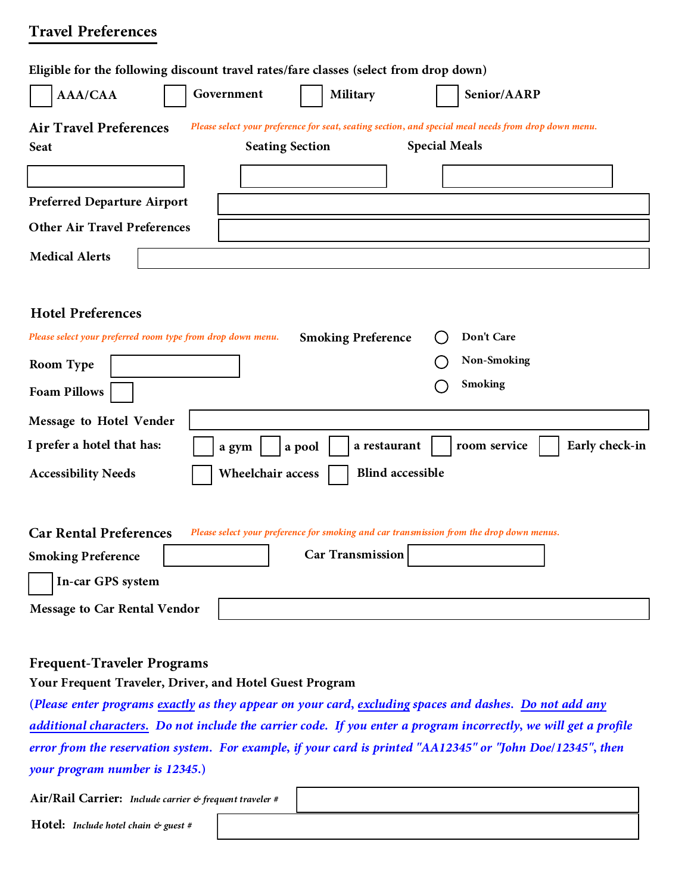## Travel Preferences

**Eligible for the following discount travel rates/fare classes (select from drop down)**

☐ AAA/CAA ☐ Government ☐ Military ☐ Senior/AARP

### Air Travel Preferences

*Please select your preference for seat, seating section, and special meal needs from drop down menu.*

| Seat | Seating Section | Special Meals |
| --- | --- | --- |
| | | |

**Preferred Departure Airport** ____________________

**Other Air Travel Preferences** ____________________

**Medical Alerts** ____________________

### Hotel Preferences

*Please select your preferred room type from drop down menu.*

**Room Type** ____________________

**Foam Pillows** ☐

**Smoking Preference**
- ◯ Don't Care
- ◯ Non-Smoking
- ◯ Smoking

**Message to Hotel Vender** ____________________

**I prefer a hotel that has:** ☐ a gym ☐ a pool ☐ a restaurant ☐ room service ☐ Early check-in

**Accessibility Needs** ☐ Wheelchair access ☐ Blind accessible

### Car Rental Preferences

*Please select your preference for smoking and car transmission from the drop down menus.*

**Smoking Preference** ____________________ **Car Transmission** ____________________

☐ **In-car GPS system**

**Message to Car Rental Vendor** ____________________

### Frequent-Traveler Programs

**Your Frequent Traveler, Driver, and Hotel Guest Program**

(*Please enter programs exactly as they appear on your card, excluding spaces and dashes. Do not add any additional characters. Do not include the carrier code. If you enter a program incorrectly, we will get a profile error from the reservation system. For example, if your card is printed "AA12345" or "John Doe/12345", then your program number is 12345.*)

**Air/Rail Carrier:** *Include carrier & frequent traveler #* ____________________

**Hotel:** *Include hotel chain & guest #* ____________________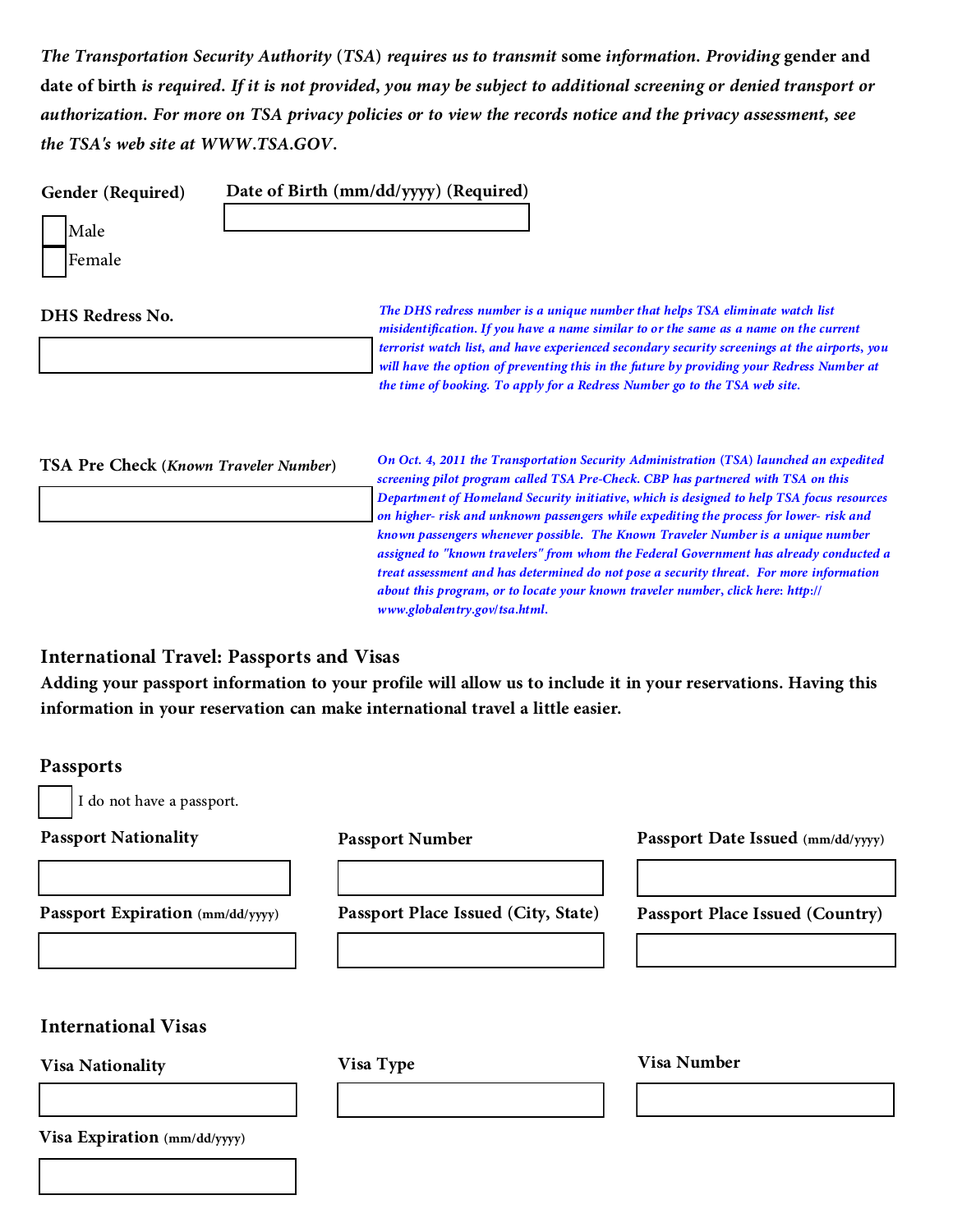*The Transportation Security Authority (TSA) requires us to transmit* some *information. Providing* gender and date of birth *is required. If it is not provided, you may be subject to additional screening or denied transport or authorization. For more on TSA privacy policies or to view the records notice and the privacy assessment, see the TSA's web site at WWW.TSA.GOV.*

**Gender (Required)**

☐ Male
☐ Female

**Date of Birth (mm/dd/yyyy) (Required)**

\_\_\_\_\_\_\_\_\_\_\_\_\_\_\_\_

**DHS Redress No.**

\_\_\_\_\_\_\_\_\_\_\_\_\_\_\_\_

*The DHS redress number is a unique number that helps TSA eliminate watch list misidentification. If you have a name similar to or the same as a name on the current terrorist watch list, and have experienced secondary security screenings at the airports, you will have the option of preventing this in the future by providing your Redress Number at the time of booking. To apply for a Redress Number go to the TSA web site.*

**TSA Pre Check (*Known Traveler Number*)**

\_\_\_\_\_\_\_\_\_\_\_\_\_\_\_\_

*On Oct. 4, 2011 the Transportation Security Administration (TSA) launched an expedited screening pilot program called TSA Pre-Check. CBP has partnered with TSA on this Department of Homeland Security initiative, which is designed to help TSA focus resources on higher- risk and unknown passengers while expediting the process for lower- risk and known passengers whenever possible. The Known Traveler Number is a unique number assigned to "known travelers" from whom the Federal Government has already conducted a treat assessment and has determined do not pose a security threat. For more information about this program, or to locate your known traveler number, click here: http:// www.globalentry.gov/tsa.html.*

## International Travel: Passports and Visas

**Adding your passport information to your profile will allow us to include it in your reservations. Having this information in your reservation can make international travel a little easier.**

### Passports

☐ I do not have a passport.

| **Passport Nationality** | **Passport Number** | **Passport Date Issued** (mm/dd/yyyy) |
|---|---|---|
| | | |
| **Passport Expiration** (mm/dd/yyyy) | **Passport Place Issued (City, State)** | **Passport Place Issued (Country)** |
| | | |

### International Visas

| **Visa Nationality** | **Visa Type** | **Visa Number** |
|---|---|---|
| | | |
| **Visa Expiration** (mm/dd/yyyy) | | |
| | | |